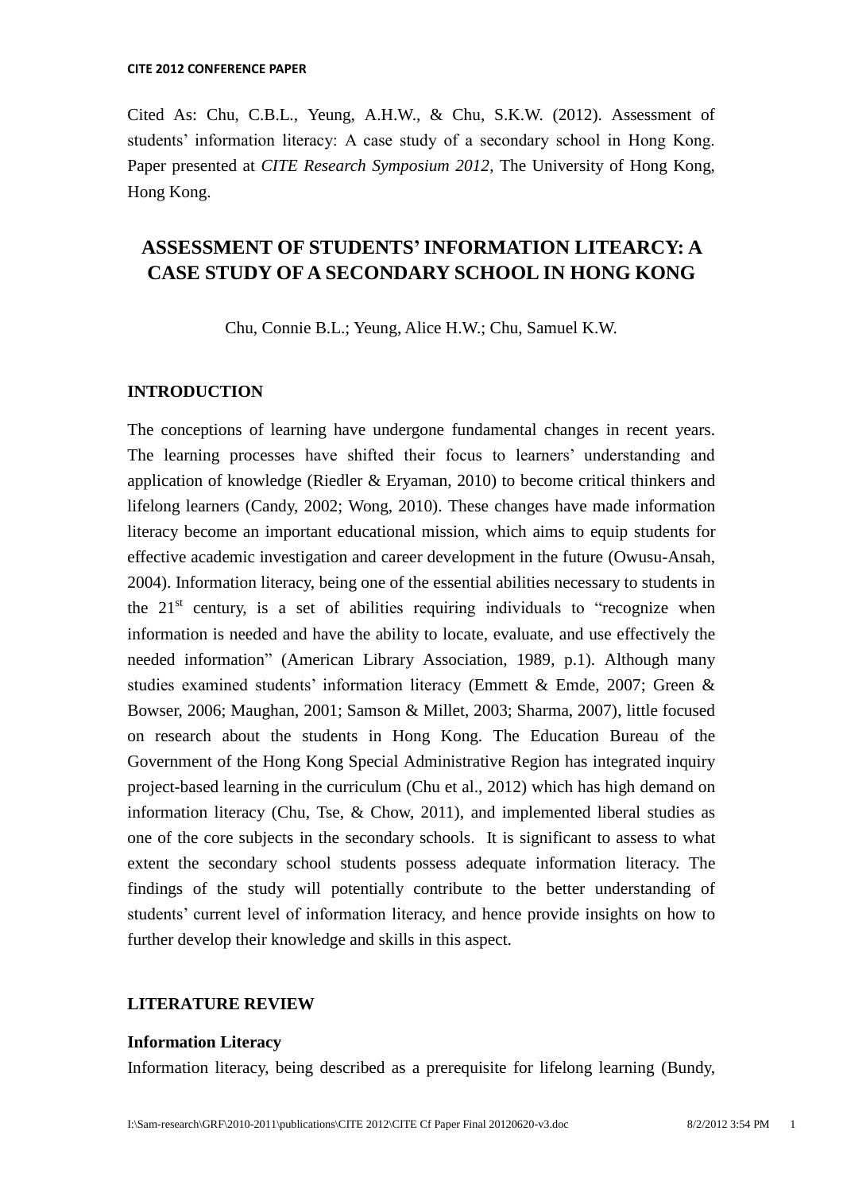Cited As: Chu, C.B.L., Yeung, A.H.W., & Chu, S.K.W. (2012). Assessment of students' information literacy: A case study of a secondary school in Hong Kong. Paper presented at *CITE Research Symposium 2012*, The University of Hong Kong, Hong Kong.

# ASSESSMENT OF STUDENTS' INFORMATION LITEARCY: A CASE STUDY OF A SECONDARY SCHOOL IN HONG KONG

Chu, Connie B.L.; Yeung, Alice H.W.; Chu, Samuel K.W.

## INTRODUCTION

The conceptions of learning have undergone fundamental changes in recent years. The learning processes have shifted their focus to learners' understanding and application of knowledge (Riedler & Eryaman, 2010) to become critical thinkers and lifelong learners (Candy, 2002; Wong, 2010). These changes have made information literacy become an important educational mission, which aims to equip students for effective academic investigation and career development in the future (Owusu-Ansah, 2004). Information literacy, being one of the essential abilities necessary to students in the 21st century, is a set of abilities requiring individuals to "recognize when information is needed and have the ability to locate, evaluate, and use effectively the needed information" (American Library Association, 1989, p.1). Although many studies examined students' information literacy (Emmett & Emde, 2007; Green & Bowser, 2006; Maughan, 2001; Samson & Millet, 2003; Sharma, 2007), little focused on research about the students in Hong Kong. The Education Bureau of the Government of the Hong Kong Special Administrative Region has integrated inquiry project-based learning in the curriculum (Chu et al., 2012) which has high demand on information literacy (Chu, Tse, & Chow, 2011), and implemented liberal studies as one of the core subjects in the secondary schools. It is significant to assess to what extent the secondary school students possess adequate information literacy. The findings of the study will potentially contribute to the better understanding of students' current level of information literacy, and hence provide insights on how to further develop their knowledge and skills in this aspect.

## LITERATURE REVIEW

### Information Literacy

Information literacy, being described as a prerequisite for lifelong learning (Bundy,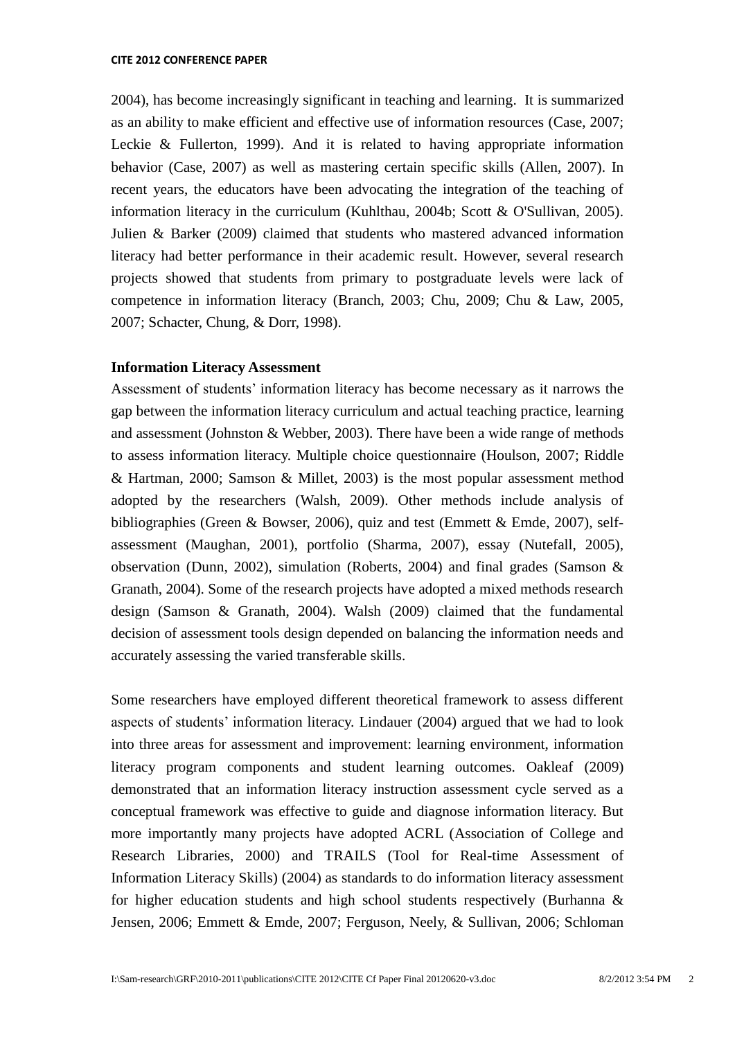2004), has become increasingly significant in teaching and learning. It is summarized as an ability to make efficient and effective use of information resources (Case, 2007; Leckie & Fullerton, 1999). And it is related to having appropriate information behavior (Case, 2007) as well as mastering certain specific skills (Allen, 2007). In recent years, the educators have been advocating the integration of the teaching of information literacy in the curriculum (Kuhlthau, 2004b; Scott & O'Sullivan, 2005). Julien & Barker (2009) claimed that students who mastered advanced information literacy had better performance in their academic result. However, several research projects showed that students from primary to postgraduate levels were lack of competence in information literacy (Branch, 2003; Chu, 2009; Chu & Law, 2005, 2007; Schacter, Chung, & Dorr, 1998).

**Information Literacy Assessment**

Assessment of students' information literacy has become necessary as it narrows the gap between the information literacy curriculum and actual teaching practice, learning and assessment (Johnston & Webber, 2003). There have been a wide range of methods to assess information literacy. Multiple choice questionnaire (Houlson, 2007; Riddle & Hartman, 2000; Samson & Millet, 2003) is the most popular assessment method adopted by the researchers (Walsh, 2009). Other methods include analysis of bibliographies (Green & Bowser, 2006), quiz and test (Emmett & Emde, 2007), self-assessment (Maughan, 2001), portfolio (Sharma, 2007), essay (Nutefall, 2005), observation (Dunn, 2002), simulation (Roberts, 2004) and final grades (Samson & Granath, 2004). Some of the research projects have adopted a mixed methods research design (Samson & Granath, 2004). Walsh (2009) claimed that the fundamental decision of assessment tools design depended on balancing the information needs and accurately assessing the varied transferable skills.

Some researchers have employed different theoretical framework to assess different aspects of students' information literacy. Lindauer (2004) argued that we had to look into three areas for assessment and improvement: learning environment, information literacy program components and student learning outcomes. Oakleaf (2009) demonstrated that an information literacy instruction assessment cycle served as a conceptual framework was effective to guide and diagnose information literacy. But more importantly many projects have adopted ACRL (Association of College and Research Libraries, 2000) and TRAILS (Tool for Real-time Assessment of Information Literacy Skills) (2004) as standards to do information literacy assessment for higher education students and high school students respectively (Burhanna & Jensen, 2006; Emmett & Emde, 2007; Ferguson, Neely, & Sullivan, 2006; Schloman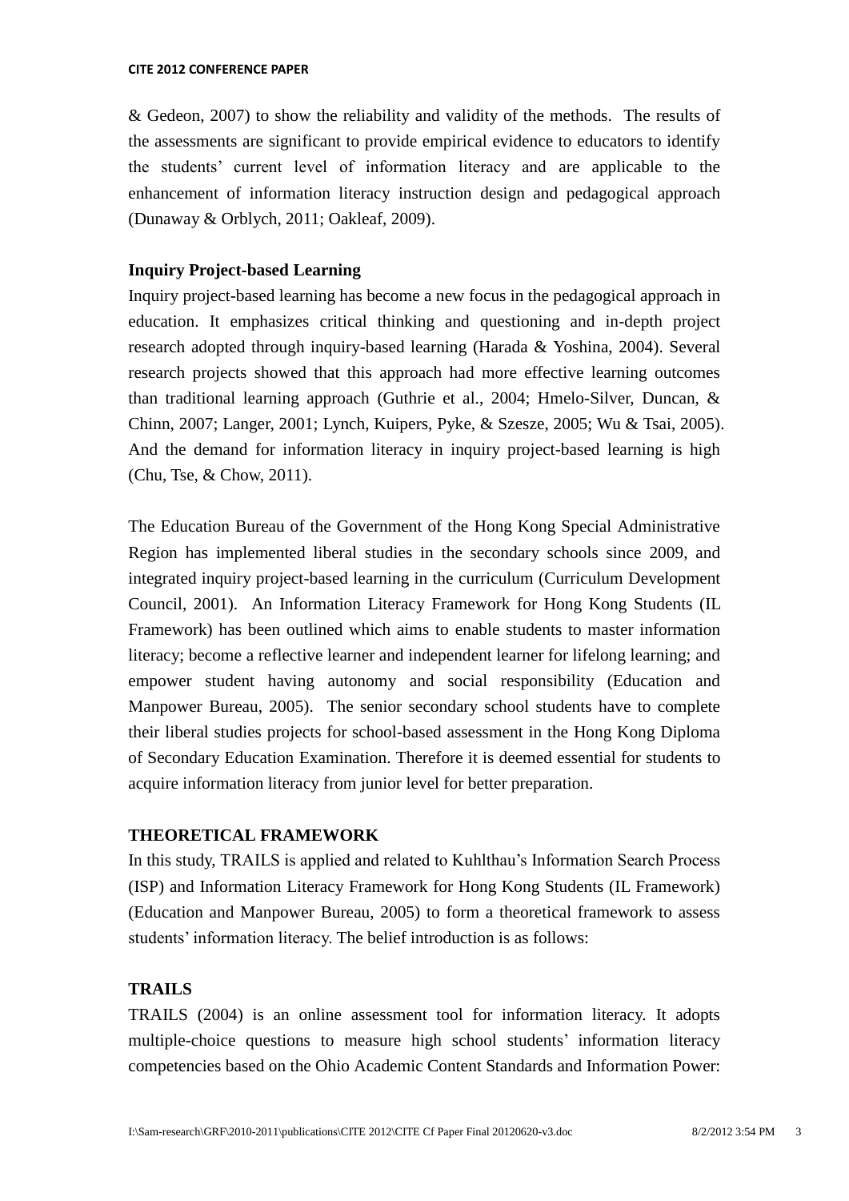& Gedeon, 2007) to show the reliability and validity of the methods. The results of the assessments are significant to provide empirical evidence to educators to identify the students' current level of information literacy and are applicable to the enhancement of information literacy instruction design and pedagogical approach (Dunaway & Orblych, 2011; Oakleaf, 2009).

### Inquiry Project-based Learning

Inquiry project-based learning has become a new focus in the pedagogical approach in education. It emphasizes critical thinking and questioning and in-depth project research adopted through inquiry-based learning (Harada & Yoshina, 2004). Several research projects showed that this approach had more effective learning outcomes than traditional learning approach (Guthrie et al., 2004; Hmelo-Silver, Duncan, & Chinn, 2007; Langer, 2001; Lynch, Kuipers, Pyke, & Szesze, 2005; Wu & Tsai, 2005). And the demand for information literacy in inquiry project-based learning is high (Chu, Tse, & Chow, 2011).

The Education Bureau of the Government of the Hong Kong Special Administrative Region has implemented liberal studies in the secondary schools since 2009, and integrated inquiry project-based learning in the curriculum (Curriculum Development Council, 2001). An Information Literacy Framework for Hong Kong Students (IL Framework) has been outlined which aims to enable students to master information literacy; become a reflective learner and independent learner for lifelong learning; and empower student having autonomy and social responsibility (Education and Manpower Bureau, 2005). The senior secondary school students have to complete their liberal studies projects for school-based assessment in the Hong Kong Diploma of Secondary Education Examination. Therefore it is deemed essential for students to acquire information literacy from junior level for better preparation.

## THEORETICAL FRAMEWORK

In this study, TRAILS is applied and related to Kuhlthau's Information Search Process (ISP) and Information Literacy Framework for Hong Kong Students (IL Framework) (Education and Manpower Bureau, 2005) to form a theoretical framework to assess students' information literacy. The belief introduction is as follows:

### TRAILS

TRAILS (2004) is an online assessment tool for information literacy. It adopts multiple-choice questions to measure high school students' information literacy competencies based on the Ohio Academic Content Standards and Information Power: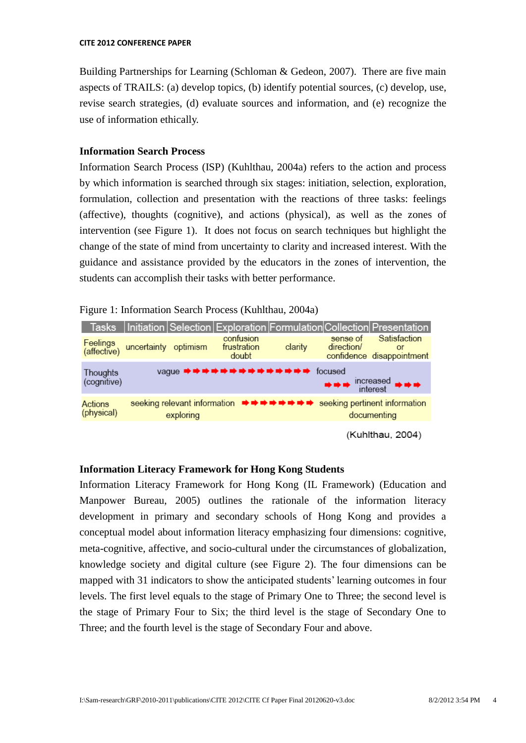Building Partnerships for Learning (Schloman & Gedeon, 2007). There are five main aspects of TRAILS: (a) develop topics, (b) identify potential sources, (c) develop, use, revise search strategies, (d) evaluate sources and information, and (e) recognize the use of information ethically.

### Information Search Process

Information Search Process (ISP) (Kuhlthau, 2004a) refers to the action and process by which information is searched through six stages: initiation, selection, exploration, formulation, collection and presentation with the reactions of three tasks: feelings (affective), thoughts (cognitive), and actions (physical), as well as the zones of intervention (see Figure 1). It does not focus on search techniques but highlight the change of the state of mind from uncertainty to clarity and increased interest. With the guidance and assistance provided by the educators in the zones of intervention, the students can accomplish their tasks with better performance.

Figure 1: Information Search Process (Kuhlthau, 2004a)

| Tasks | Initiation | Selection | Exploration | Formulation | Collection | Presentation |
|---|---|---|---|---|---|---|
| Feelings (affective) | uncertainty | optimism | confusion frustration doubt | clarity | sense of direction/ confidence | Satisfaction or disappointment |
| Thoughts (cognitive) | | vague ➡➡➡➡➡➡➡➡➡➡➡➡➡➡ | | focused | ➡➡➡ increased interest ➡➡➡ | |
| Actions (physical) | seeking relevant information exploring | | ➡➡➡➡➡➡➡➡ | seeking pertinent information documenting | | |

(Kuhlthau, 2004)

### Information Literacy Framework for Hong Kong Students

Information Literacy Framework for Hong Kong (IL Framework) (Education and Manpower Bureau, 2005) outlines the rationale of the information literacy development in primary and secondary schools of Hong Kong and provides a conceptual model about information literacy emphasizing four dimensions: cognitive, meta-cognitive, affective, and socio-cultural under the circumstances of globalization, knowledge society and digital culture (see Figure 2). The four dimensions can be mapped with 31 indicators to show the anticipated students' learning outcomes in four levels. The first level equals to the stage of Primary One to Three; the second level is the stage of Primary Four to Six; the third level is the stage of Secondary One to Three; and the fourth level is the stage of Secondary Four and above.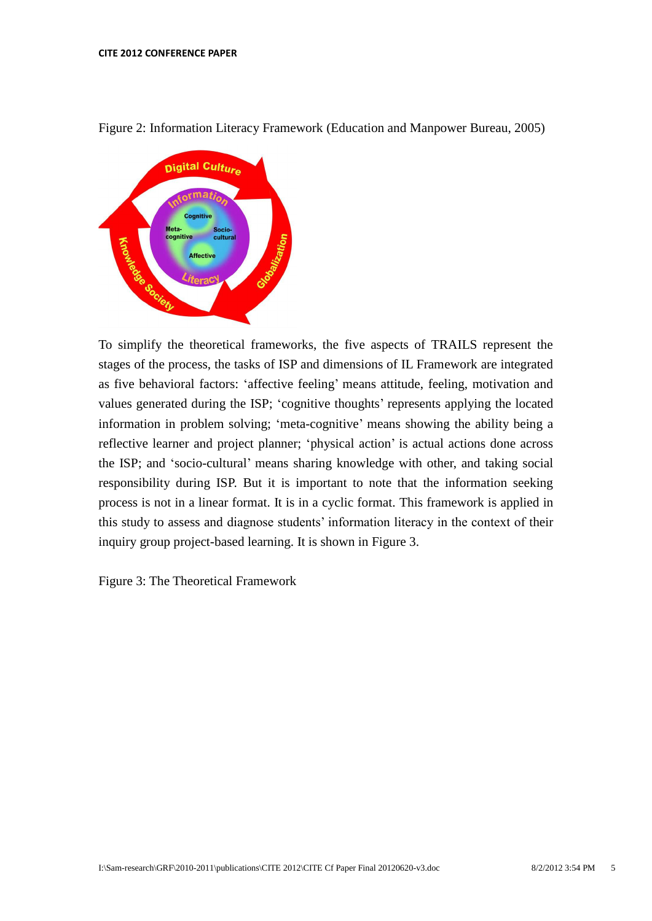Figure 2: Information Literacy Framework (Education and Manpower Bureau, 2005)

To simplify the theoretical frameworks, the five aspects of TRAILS represent the stages of the process, the tasks of ISP and dimensions of IL Framework are integrated as five behavioral factors: 'affective feeling' means attitude, feeling, motivation and values generated during the ISP; 'cognitive thoughts' represents applying the located information in problem solving; 'meta-cognitive' means showing the ability being a reflective learner and project planner; 'physical action' is actual actions done across the ISP; and 'socio-cultural' means sharing knowledge with other, and taking social responsibility during ISP. But it is important to note that the information seeking process is not in a linear format. It is in a cyclic format. This framework is applied in this study to assess and diagnose students' information literacy in the context of their inquiry group project-based learning. It is shown in Figure 3.

Figure 3: The Theoretical Framework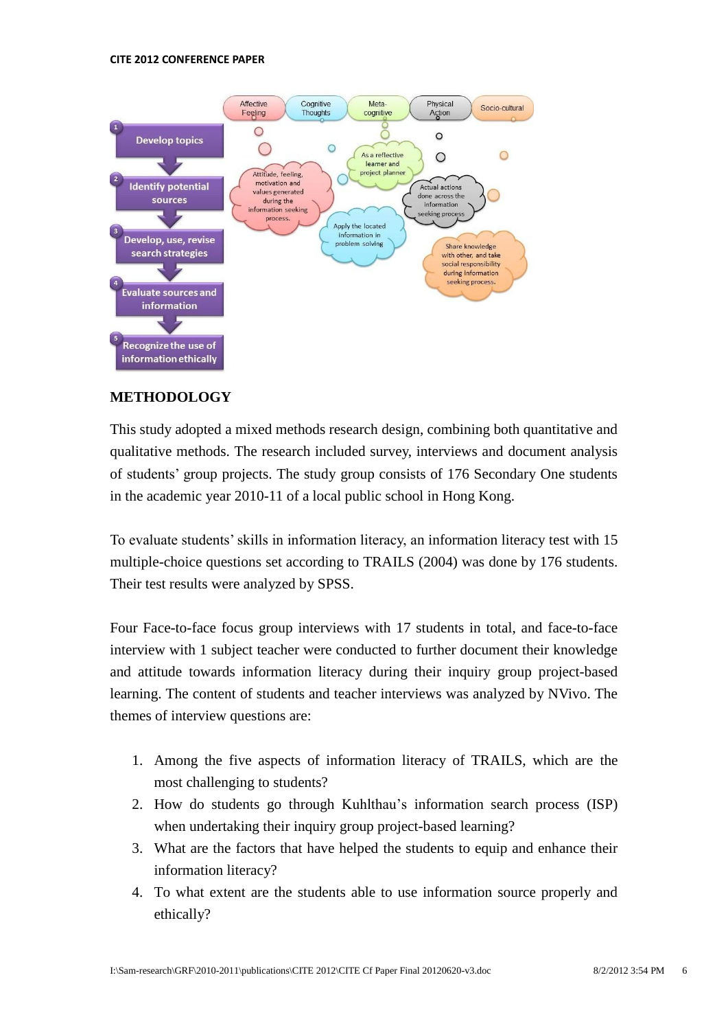## METHODOLOGY

This study adopted a mixed methods research design, combining both quantitative and qualitative methods. The research included survey, interviews and document analysis of students' group projects. The study group consists of 176 Secondary One students in the academic year 2010-11 of a local public school in Hong Kong.

To evaluate students' skills in information literacy, an information literacy test with 15 multiple-choice questions set according to TRAILS (2004) was done by 176 students. Their test results were analyzed by SPSS.

Four Face-to-face focus group interviews with 17 students in total, and face-to-face interview with 1 subject teacher were conducted to further document their knowledge and attitude towards information literacy during their inquiry group project-based learning. The content of students and teacher interviews was analyzed by NVivo. The themes of interview questions are:

1. Among the five aspects of information literacy of TRAILS, which are the most challenging to students?
2. How do students go through Kuhlthau's information search process (ISP) when undertaking their inquiry group project-based learning?
3. What are the factors that have helped the students to equip and enhance their information literacy?
4. To what extent are the students able to use information source properly and ethically?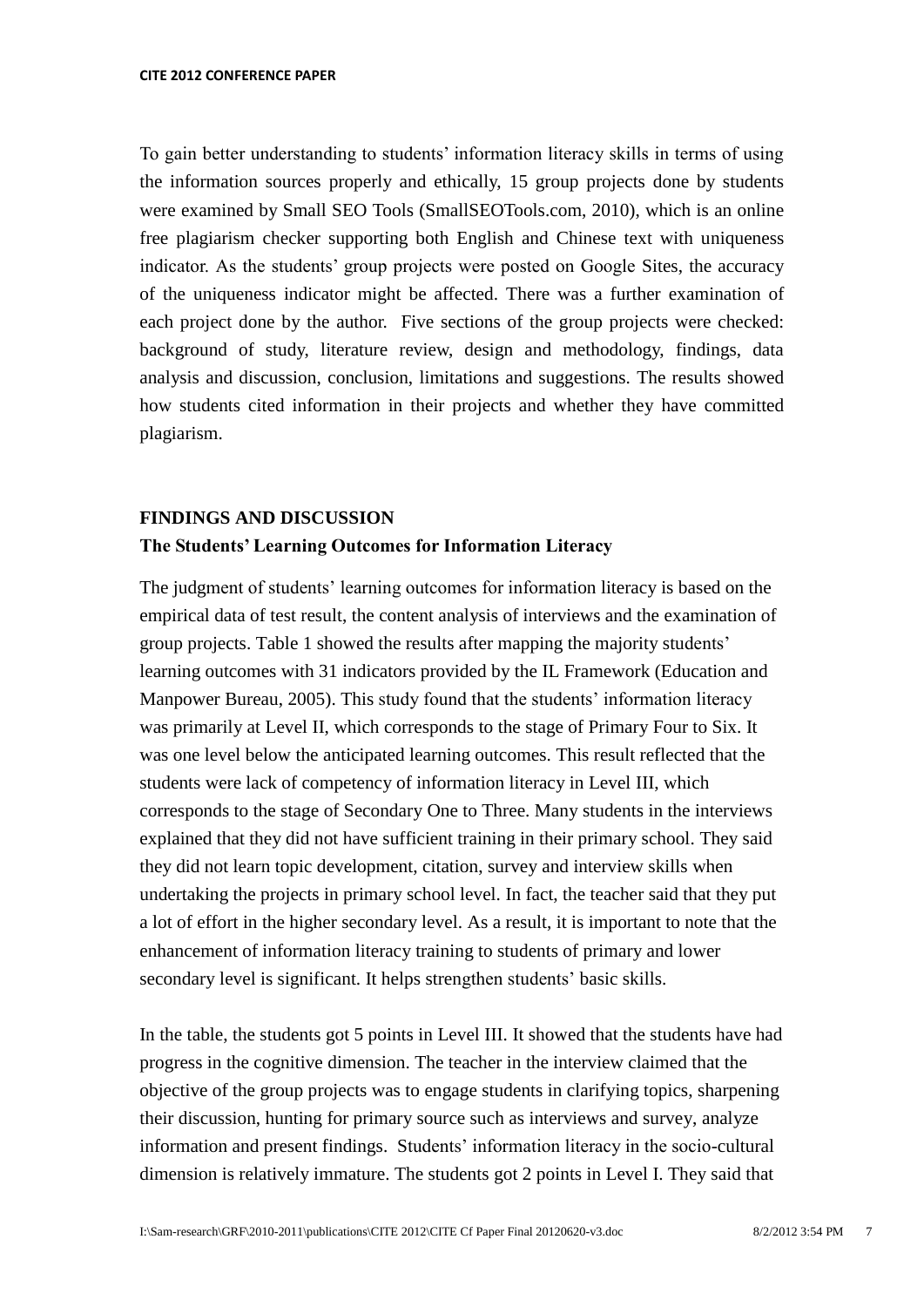To gain better understanding to students' information literacy skills in terms of using the information sources properly and ethically, 15 group projects done by students were examined by Small SEO Tools (SmallSEOTools.com, 2010), which is an online free plagiarism checker supporting both English and Chinese text with uniqueness indicator. As the students' group projects were posted on Google Sites, the accuracy of the uniqueness indicator might be affected. There was a further examination of each project done by the author. Five sections of the group projects were checked: background of study, literature review, design and methodology, findings, data analysis and discussion, conclusion, limitations and suggestions. The results showed how students cited information in their projects and whether they have committed plagiarism.

## FINDINGS AND DISCUSSION

### The Students' Learning Outcomes for Information Literacy

The judgment of students' learning outcomes for information literacy is based on the empirical data of test result, the content analysis of interviews and the examination of group projects. Table 1 showed the results after mapping the majority students' learning outcomes with 31 indicators provided by the IL Framework (Education and Manpower Bureau, 2005). This study found that the students' information literacy was primarily at Level II, which corresponds to the stage of Primary Four to Six. It was one level below the anticipated learning outcomes. This result reflected that the students were lack of competency of information literacy in Level III, which corresponds to the stage of Secondary One to Three. Many students in the interviews explained that they did not have sufficient training in their primary school. They said they did not learn topic development, citation, survey and interview skills when undertaking the projects in primary school level. In fact, the teacher said that they put a lot of effort in the higher secondary level. As a result, it is important to note that the enhancement of information literacy training to students of primary and lower secondary level is significant. It helps strengthen students' basic skills.

In the table, the students got 5 points in Level III. It showed that the students have had progress in the cognitive dimension. The teacher in the interview claimed that the objective of the group projects was to engage students in clarifying topics, sharpening their discussion, hunting for primary source such as interviews and survey, analyze information and present findings. Students' information literacy in the socio-cultural dimension is relatively immature. The students got 2 points in Level I. They said that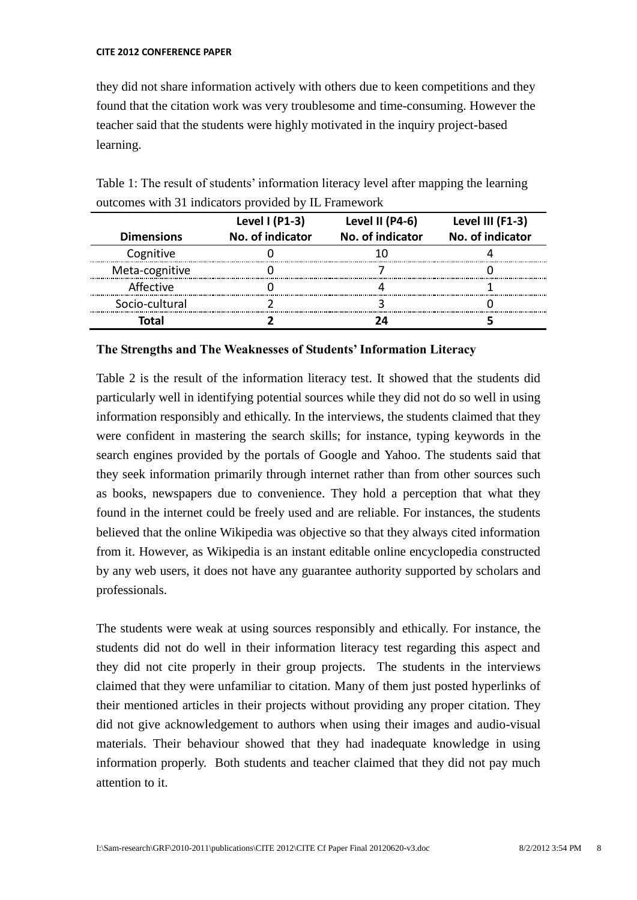they did not share information actively with others due to keen competitions and they found that the citation work was very troublesome and time-consuming. However the teacher said that the students were highly motivated in the inquiry project-based learning.

Table 1: The result of students' information literacy level after mapping the learning outcomes with 31 indicators provided by IL Framework

| Dimensions | Level I (P1-3) No. of indicator | Level II (P4-6) No. of indicator | Level III (F1-3) No. of indicator |
|---|---|---|---|
| Cognitive | 0 | 10 | 4 |
| Meta-cognitive | 0 | 7 | 0 |
| Affective | 0 | 4 | 1 |
| Socio-cultural | 2 | 3 | 0 |
| **Total** | **2** | **24** | **5** |

**The Strengths and The Weaknesses of Students' Information Literacy**

Table 2 is the result of the information literacy test. It showed that the students did particularly well in identifying potential sources while they did not do so well in using information responsibly and ethically. In the interviews, the students claimed that they were confident in mastering the search skills; for instance, typing keywords in the search engines provided by the portals of Google and Yahoo. The students said that they seek information primarily through internet rather than from other sources such as books, newspapers due to convenience. They hold a perception that what they found in the internet could be freely used and are reliable. For instances, the students believed that the online Wikipedia was objective so that they always cited information from it. However, as Wikipedia is an instant editable online encyclopedia constructed by any web users, it does not have any guarantee authority supported by scholars and professionals.

The students were weak at using sources responsibly and ethically. For instance, the students did not do well in their information literacy test regarding this aspect and they did not cite properly in their group projects. The students in the interviews claimed that they were unfamiliar to citation. Many of them just posted hyperlinks of their mentioned articles in their projects without providing any proper citation. They did not give acknowledgement to authors when using their images and audio-visual materials. Their behaviour showed that they had inadequate knowledge in using information properly. Both students and teacher claimed that they did not pay much attention to it.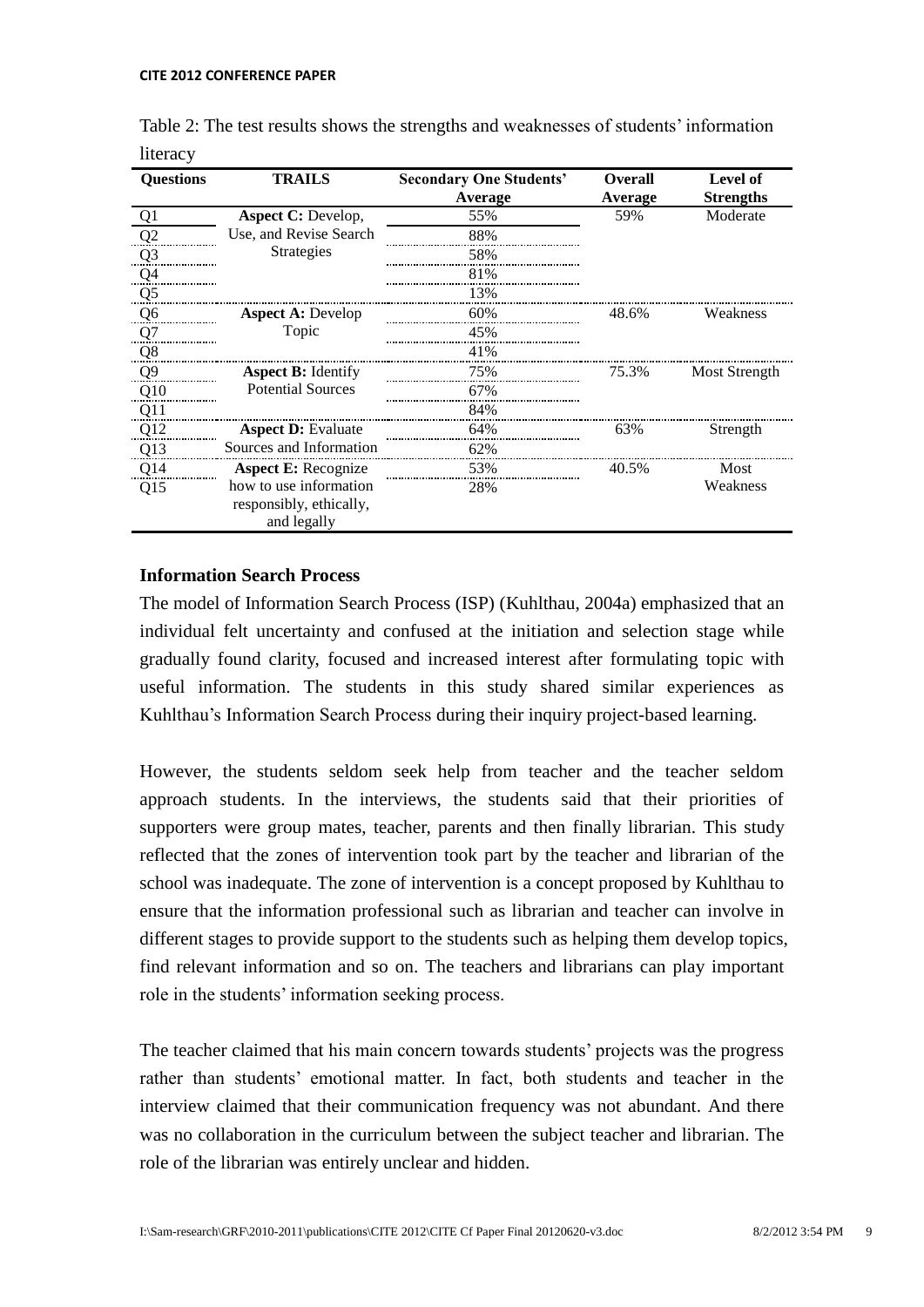Table 2: The test results shows the strengths and weaknesses of students' information literacy

| Questions | TRAILS | Secondary One Students' Average | Overall Average | Level of Strengths |
|---|---|---|---|---|
| Q1 | **Aspect C:** Develop, Use, and Revise Search Strategies | 55% | 59% | Moderate |
| Q2 | | 88% | | |
| Q3 | | 58% | | |
| Q4 | | 81% | | |
| Q5 | | 13% | | |
| Q6 | **Aspect A:** Develop Topic | 60% | 48.6% | Weakness |
| Q7 | | 45% | | |
| Q8 | | 41% | | |
| Q9 | **Aspect B:** Identify Potential Sources | 75% | 75.3% | Most Strength |
| Q10 | | 67% | | |
| Q11 | | 84% | | |
| Q12 | **Aspect D:** Evaluate Sources and Information | 64% | 63% | Strength |
| Q13 | | 62% | | |
| Q14 | **Aspect E:** Recognize how to use information responsibly, ethically, and legally | 53% | 40.5% | Most Weakness |
| Q15 | | 28% | | |

### Information Search Process

The model of Information Search Process (ISP) (Kuhlthau, 2004a) emphasized that an individual felt uncertainty and confused at the initiation and selection stage while gradually found clarity, focused and increased interest after formulating topic with useful information. The students in this study shared similar experiences as Kuhlthau's Information Search Process during their inquiry project-based learning.

However, the students seldom seek help from teacher and the teacher seldom approach students. In the interviews, the students said that their priorities of supporters were group mates, teacher, parents and then finally librarian. This study reflected that the zones of intervention took part by the teacher and librarian of the school was inadequate. The zone of intervention is a concept proposed by Kuhlthau to ensure that the information professional such as librarian and teacher can involve in different stages to provide support to the students such as helping them develop topics, find relevant information and so on. The teachers and librarians can play important role in the students' information seeking process.

The teacher claimed that his main concern towards students' projects was the progress rather than students' emotional matter. In fact, both students and teacher in the interview claimed that their communication frequency was not abundant. And there was no collaboration in the curriculum between the subject teacher and librarian. The role of the librarian was entirely unclear and hidden.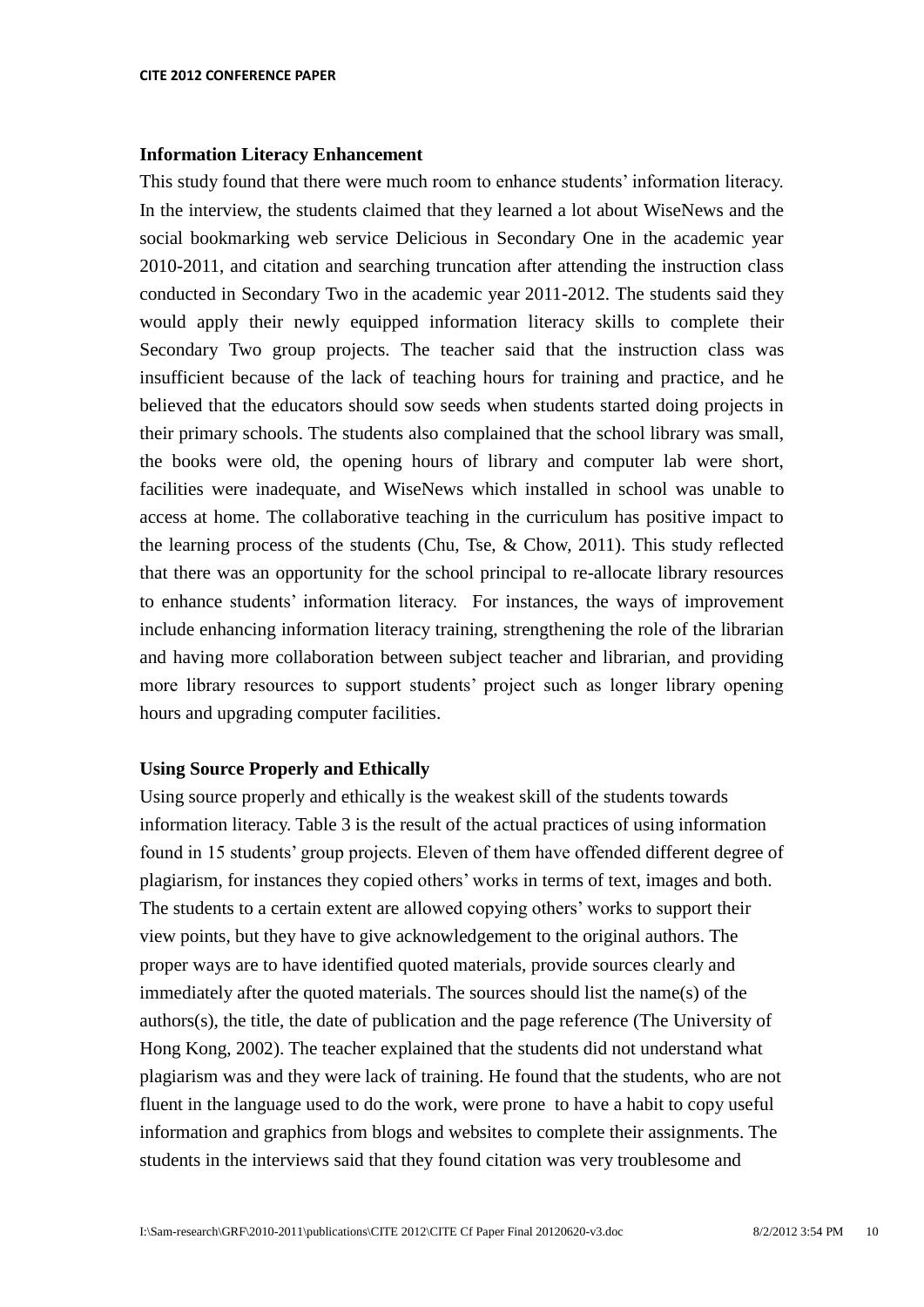## Information Literacy Enhancement

This study found that there were much room to enhance students' information literacy. In the interview, the students claimed that they learned a lot about WiseNews and the social bookmarking web service Delicious in Secondary One in the academic year 2010-2011, and citation and searching truncation after attending the instruction class conducted in Secondary Two in the academic year 2011-2012. The students said they would apply their newly equipped information literacy skills to complete their Secondary Two group projects. The teacher said that the instruction class was insufficient because of the lack of teaching hours for training and practice, and he believed that the educators should sow seeds when students started doing projects in their primary schools. The students also complained that the school library was small, the books were old, the opening hours of library and computer lab were short, facilities were inadequate, and WiseNews which installed in school was unable to access at home. The collaborative teaching in the curriculum has positive impact to the learning process of the students (Chu, Tse, & Chow, 2011). This study reflected that there was an opportunity for the school principal to re-allocate library resources to enhance students' information literacy. For instances, the ways of improvement include enhancing information literacy training, strengthening the role of the librarian and having more collaboration between subject teacher and librarian, and providing more library resources to support students' project such as longer library opening hours and upgrading computer facilities.

## Using Source Properly and Ethically

Using source properly and ethically is the weakest skill of the students towards information literacy. Table 3 is the result of the actual practices of using information found in 15 students' group projects. Eleven of them have offended different degree of plagiarism, for instances they copied others' works in terms of text, images and both. The students to a certain extent are allowed copying others' works to support their view points, but they have to give acknowledgement to the original authors. The proper ways are to have identified quoted materials, provide sources clearly and immediately after the quoted materials. The sources should list the name(s) of the authors(s), the title, the date of publication and the page reference (The University of Hong Kong, 2002). The teacher explained that the students did not understand what plagiarism was and they were lack of training. He found that the students, who are not fluent in the language used to do the work, were prone to have a habit to copy useful information and graphics from blogs and websites to complete their assignments. The students in the interviews said that they found citation was very troublesome and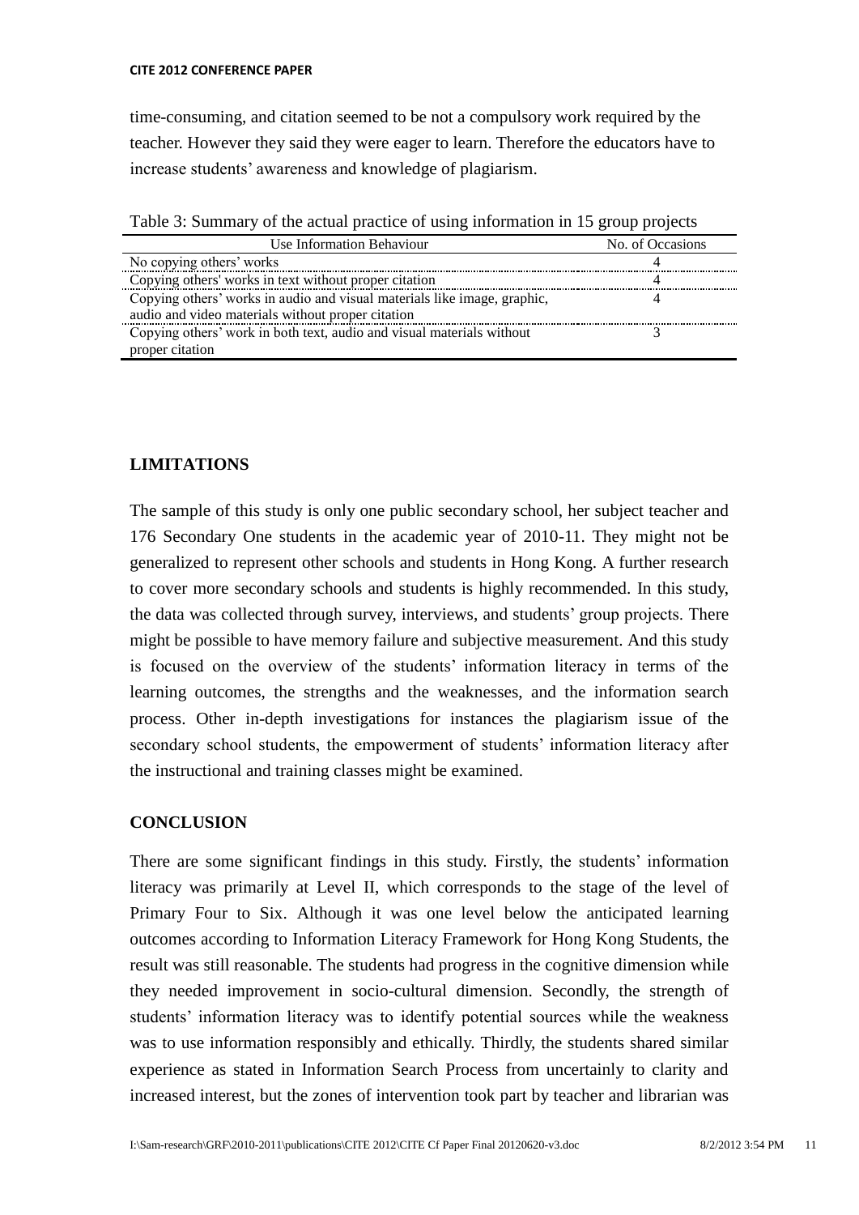time-consuming, and citation seemed to be not a compulsory work required by the teacher. However they said they were eager to learn. Therefore the educators have to increase students' awareness and knowledge of plagiarism.

Table 3: Summary of the actual practice of using information in 15 group projects

| Use Information Behaviour | No. of Occasions |
|---|---|
| No copying others' works | 4 |
| Copying others' works in text without proper citation | 4 |
| Copying others' works in audio and visual materials like image, graphic, audio and video materials without proper citation | 4 |
| Copying others' work in both text, audio and visual materials without proper citation | 3 |

## LIMITATIONS

The sample of this study is only one public secondary school, her subject teacher and 176 Secondary One students in the academic year of 2010-11. They might not be generalized to represent other schools and students in Hong Kong. A further research to cover more secondary schools and students is highly recommended. In this study, the data was collected through survey, interviews, and students' group projects. There might be possible to have memory failure and subjective measurement. And this study is focused on the overview of the students' information literacy in terms of the learning outcomes, the strengths and the weaknesses, and the information search process. Other in-depth investigations for instances the plagiarism issue of the secondary school students, the empowerment of students' information literacy after the instructional and training classes might be examined.

## CONCLUSION

There are some significant findings in this study. Firstly, the students' information literacy was primarily at Level II, which corresponds to the stage of the level of Primary Four to Six. Although it was one level below the anticipated learning outcomes according to Information Literacy Framework for Hong Kong Students, the result was still reasonable. The students had progress in the cognitive dimension while they needed improvement in socio-cultural dimension. Secondly, the strength of students' information literacy was to identify potential sources while the weakness was to use information responsibly and ethically. Thirdly, the students shared similar experience as stated in Information Search Process from uncertainly to clarity and increased interest, but the zones of intervention took part by teacher and librarian was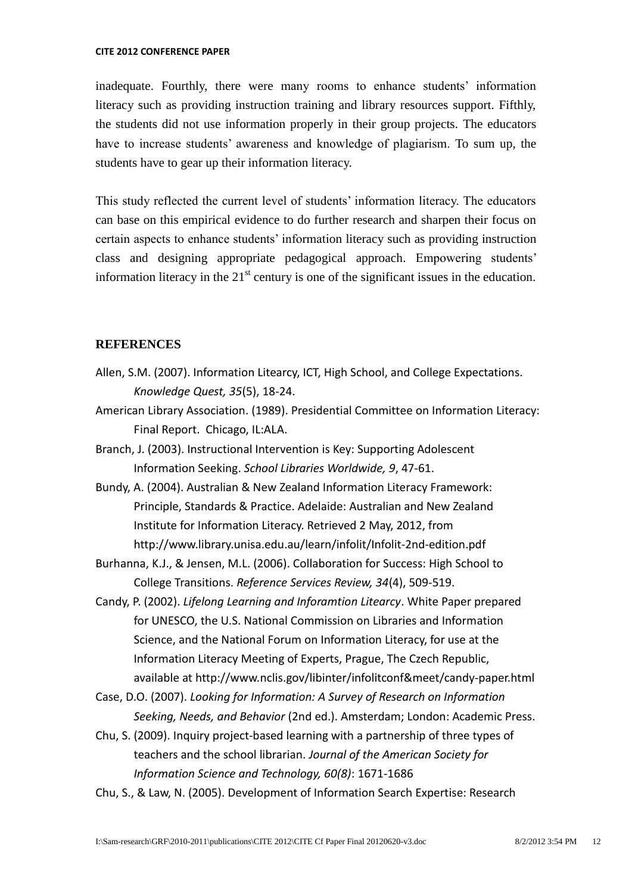inadequate. Fourthly, there were many rooms to enhance students' information literacy such as providing instruction training and library resources support. Fifthly, the students did not use information properly in their group projects. The educators have to increase students' awareness and knowledge of plagiarism. To sum up, the students have to gear up their information literacy.

This study reflected the current level of students' information literacy. The educators can base on this empirical evidence to do further research and sharpen their focus on certain aspects to enhance students' information literacy such as providing instruction class and designing appropriate pedagogical approach. Empowering students' information literacy in the 21st century is one of the significant issues in the education.

## REFERENCES

Allen, S.M. (2007). Information Litearcy, ICT, High School, and College Expectations. *Knowledge Quest, 35*(5), 18-24.

American Library Association. (1989). Presidential Committee on Information Literacy: Final Report. Chicago, IL:ALA.

Branch, J. (2003). Instructional Intervention is Key: Supporting Adolescent Information Seeking. *School Libraries Worldwide, 9*, 47-61.

Bundy, A. (2004). Australian & New Zealand Information Literacy Framework: Principle, Standards & Practice. Adelaide: Australian and New Zealand Institute for Information Literacy. Retrieved 2 May, 2012, from http://www.library.unisa.edu.au/learn/infolit/Infolit-2nd-edition.pdf

Burhanna, K.J., & Jensen, M.L. (2006). Collaboration for Success: High School to College Transitions. *Reference Services Review, 34*(4), 509-519.

Candy, P. (2002). *Lifelong Learning and Inforamtion Litearcy*. White Paper prepared for UNESCO, the U.S. National Commission on Libraries and Information Science, and the National Forum on Information Literacy, for use at the Information Literacy Meeting of Experts, Prague, The Czech Republic, available at http://www.nclis.gov/libinter/infolitconf&meet/candy-paper.html

Case, D.O. (2007). *Looking for Information: A Survey of Research on Information Seeking, Needs, and Behavior* (2nd ed.). Amsterdam; London: Academic Press.

Chu, S. (2009). Inquiry project-based learning with a partnership of three types of teachers and the school librarian. *Journal of the American Society for Information Science and Technology, 60(8)*: 1671-1686

Chu, S., & Law, N. (2005). Development of Information Search Expertise: Research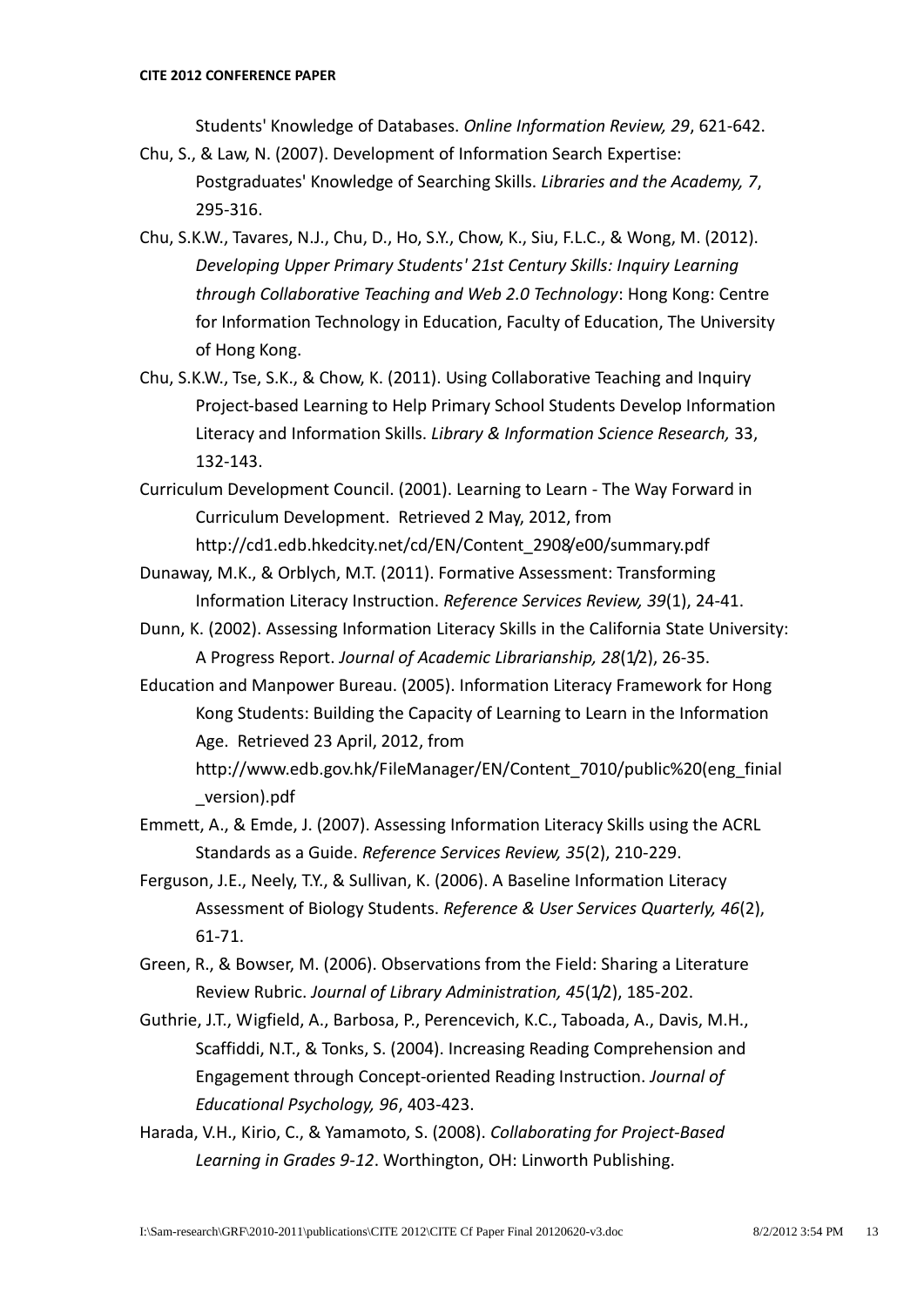Students' Knowledge of Databases. *Online Information Review, 29*, 621-642.

Chu, S., & Law, N. (2007). Development of Information Search Expertise: Postgraduates' Knowledge of Searching Skills. *Libraries and the Academy, 7*, 295-316.

Chu, S.K.W., Tavares, N.J., Chu, D., Ho, S.Y., Chow, K., Siu, F.L.C., & Wong, M. (2012). *Developing Upper Primary Students' 21st Century Skills: Inquiry Learning through Collaborative Teaching and Web 2.0 Technology*: Hong Kong: Centre for Information Technology in Education, Faculty of Education, The University of Hong Kong.

Chu, S.K.W., Tse, S.K., & Chow, K. (2011). Using Collaborative Teaching and Inquiry Project-based Learning to Help Primary School Students Develop Information Literacy and Information Skills. *Library & Information Science Research,* 33, 132-143.

Curriculum Development Council. (2001). Learning to Learn - The Way Forward in Curriculum Development. Retrieved 2 May, 2012, from http://cd1.edb.hkedcity.net/cd/EN/Content_2908/e00/summary.pdf

Dunaway, M.K., & Orblych, M.T. (2011). Formative Assessment: Transforming Information Literacy Instruction. *Reference Services Review, 39*(1), 24-41.

Dunn, K. (2002). Assessing Information Literacy Skills in the California State University: A Progress Report. *Journal of Academic Librarianship, 28*(1/2), 26-35.

Education and Manpower Bureau. (2005). Information Literacy Framework for Hong Kong Students: Building the Capacity of Learning to Learn in the Information Age. Retrieved 23 April, 2012, from http://www.edb.gov.hk/FileManager/EN/Content_7010/public%20(eng_finial_version).pdf

Emmett, A., & Emde, J. (2007). Assessing Information Literacy Skills using the ACRL Standards as a Guide. *Reference Services Review, 35*(2), 210-229.

Ferguson, J.E., Neely, T.Y., & Sullivan, K. (2006). A Baseline Information Literacy Assessment of Biology Students. *Reference & User Services Quarterly, 46*(2), 61-71.

Green, R., & Bowser, M. (2006). Observations from the Field: Sharing a Literature Review Rubric. *Journal of Library Administration, 45*(1/2), 185-202.

Guthrie, J.T., Wigfield, A., Barbosa, P., Perencevich, K.C., Taboada, A., Davis, M.H., Scaffiddi, N.T., & Tonks, S. (2004). Increasing Reading Comprehension and Engagement through Concept-oriented Reading Instruction. *Journal of Educational Psychology, 96*, 403-423.

Harada, V.H., Kirio, C., & Yamamoto, S. (2008). *Collaborating for Project-Based Learning in Grades 9-12*. Worthington, OH: Linworth Publishing.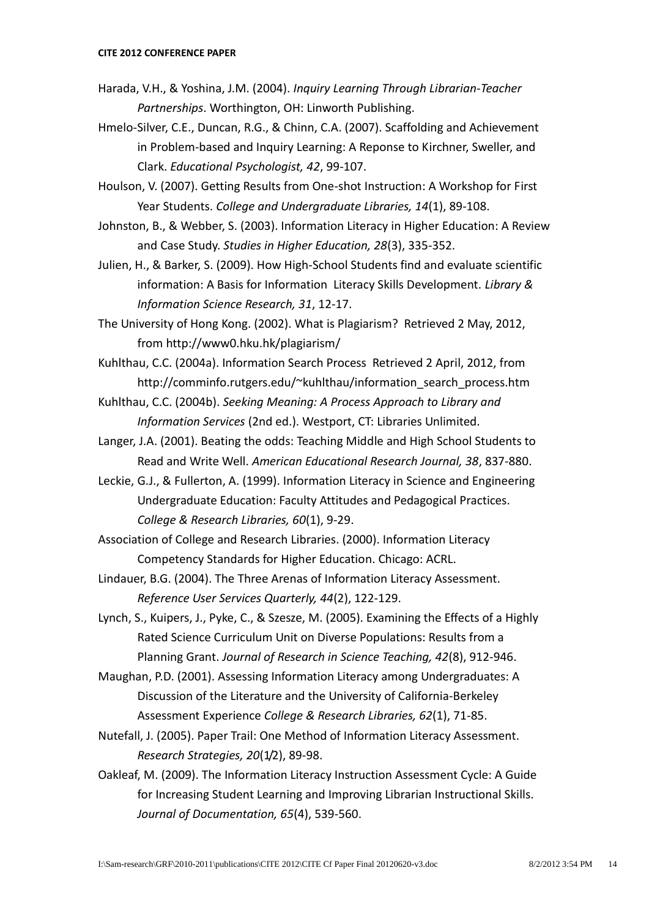Harada, V.H., & Yoshina, J.M. (2004). *Inquiry Learning Through Librarian-Teacher Partnerships*. Worthington, OH: Linworth Publishing.

Hmelo-Silver, C.E., Duncan, R.G., & Chinn, C.A. (2007). Scaffolding and Achievement in Problem-based and Inquiry Learning: A Reponse to Kirchner, Sweller, and Clark. *Educational Psychologist, 42*, 99-107.

Houlson, V. (2007). Getting Results from One-shot Instruction: A Workshop for First Year Students. *College and Undergraduate Libraries, 14*(1), 89-108.

Johnston, B., & Webber, S. (2003). Information Literacy in Higher Education: A Review and Case Study. *Studies in Higher Education, 28*(3), 335-352.

Julien, H., & Barker, S. (2009). How High-School Students find and evaluate scientific information: A Basis for Information  Literacy Skills Development. *Library & Information Science Research, 31*, 12-17.

The University of Hong Kong. (2002). What is Plagiarism?  Retrieved 2 May, 2012, from http://www0.hku.hk/plagiarism/

Kuhlthau, C.C. (2004a). Information Search Process  Retrieved 2 April, 2012, from http://comminfo.rutgers.edu/~kuhlthau/information_search_process.htm

Kuhlthau, C.C. (2004b). *Seeking Meaning: A Process Approach to Library and Information Services* (2nd ed.). Westport, CT: Libraries Unlimited.

Langer, J.A. (2001). Beating the odds: Teaching Middle and High School Students to Read and Write Well. *American Educational Research Journal, 38*, 837-880.

Leckie, G.J., & Fullerton, A. (1999). Information Literacy in Science and Engineering Undergraduate Education: Faculty Attitudes and Pedagogical Practices. *College & Research Libraries, 60*(1), 9-29.

Association of College and Research Libraries. (2000). Information Literacy Competency Standards for Higher Education. Chicago: ACRL.

Lindauer, B.G. (2004). The Three Arenas of Information Literacy Assessment. *Reference User Services Quarterly, 44*(2), 122-129.

Lynch, S., Kuipers, J., Pyke, C., & Szesze, M. (2005). Examining the Effects of a Highly Rated Science Curriculum Unit on Diverse Populations: Results from a Planning Grant. *Journal of Research in Science Teaching, 42*(8), 912-946.

Maughan, P.D. (2001). Assessing Information Literacy among Undergraduates: A Discussion of the Literature and the University of California-Berkeley Assessment Experience *College & Research Libraries, 62*(1), 71-85.

Nutefall, J. (2005). Paper Trail: One Method of Information Literacy Assessment. *Research Strategies, 20*(1/2), 89-98.

Oakleaf, M. (2009). The Information Literacy Instruction Assessment Cycle: A Guide for Increasing Student Learning and Improving Librarian Instructional Skills. *Journal of Documentation, 65*(4), 539-560.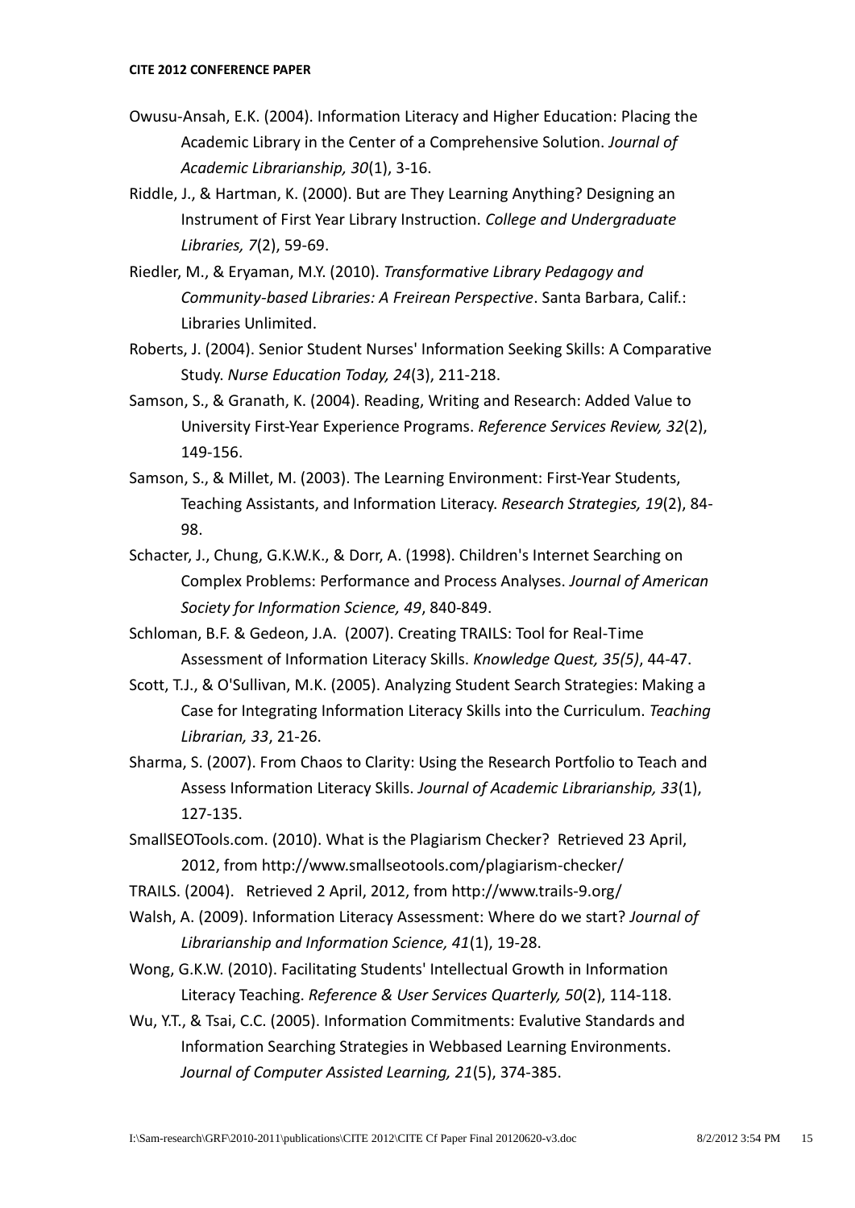Owusu-Ansah, E.K. (2004). Information Literacy and Higher Education: Placing the Academic Library in the Center of a Comprehensive Solution. *Journal of Academic Librarianship, 30*(1), 3-16.

Riddle, J., & Hartman, K. (2000). But are They Learning Anything? Designing an Instrument of First Year Library Instruction. *College and Undergraduate Libraries, 7*(2), 59-69.

Riedler, M., & Eryaman, M.Y. (2010). *Transformative Library Pedagogy and Community-based Libraries: A Freirean Perspective*. Santa Barbara, Calif.: Libraries Unlimited.

Roberts, J. (2004). Senior Student Nurses' Information Seeking Skills: A Comparative Study. *Nurse Education Today, 24*(3), 211-218.

Samson, S., & Granath, K. (2004). Reading, Writing and Research: Added Value to University First-Year Experience Programs. *Reference Services Review, 32*(2), 149-156.

Samson, S., & Millet, M. (2003). The Learning Environment: First-Year Students, Teaching Assistants, and Information Literacy. *Research Strategies, 19*(2), 84-98.

Schacter, J., Chung, G.K.W.K., & Dorr, A. (1998). Children's Internet Searching on Complex Problems: Performance and Process Analyses. *Journal of American Society for Information Science, 49*, 840-849.

Schloman, B.F. & Gedeon, J.A. (2007). Creating TRAILS: Tool for Real-Time Assessment of Information Literacy Skills. *Knowledge Quest, 35(5)*, 44-47.

Scott, T.J., & O'Sullivan, M.K. (2005). Analyzing Student Search Strategies: Making a Case for Integrating Information Literacy Skills into the Curriculum. *Teaching Librarian, 33*, 21-26.

Sharma, S. (2007). From Chaos to Clarity: Using the Research Portfolio to Teach and Assess Information Literacy Skills. *Journal of Academic Librarianship, 33*(1), 127-135.

SmallSEOTools.com. (2010). What is the Plagiarism Checker? Retrieved 23 April, 2012, from http://www.smallseotools.com/plagiarism-checker/

TRAILS. (2004). Retrieved 2 April, 2012, from http://www.trails-9.org/

Walsh, A. (2009). Information Literacy Assessment: Where do we start? *Journal of Librarianship and Information Science, 41*(1), 19-28.

Wong, G.K.W. (2010). Facilitating Students' Intellectual Growth in Information Literacy Teaching. *Reference & User Services Quarterly, 50*(2), 114-118.

Wu, Y.T., & Tsai, C.C. (2005). Information Commitments: Evalutive Standards and Information Searching Strategies in Webbased Learning Environments. *Journal of Computer Assisted Learning, 21*(5), 374-385.